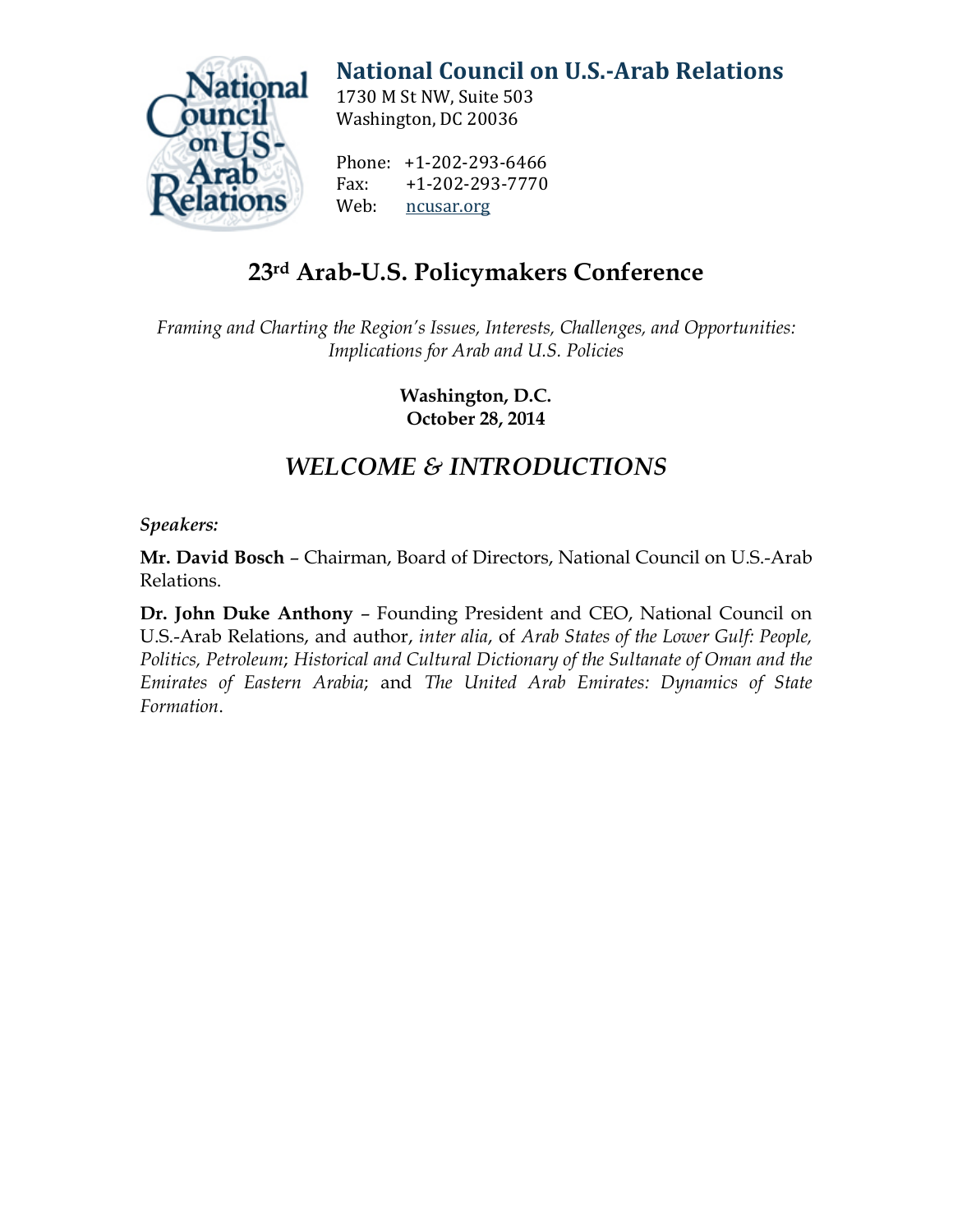# National Council on U.S.-Arab Relations

1730 M St NW, Suite 503
Washington, DC 20036

Phone: +1-202-293-6466
Fax: +1-202-293-7770
Web: ncusar.org

## 23rd Arab-U.S. Policymakers Conference

*Framing and Charting the Region's Issues, Interests, Challenges, and Opportunities: Implications for Arab and U.S. Policies*

**Washington, D.C.**
**October 28, 2014**

## *WELCOME & INTRODUCTIONS*

***Speakers:***

**Mr. David Bosch** – Chairman, Board of Directors, National Council on U.S.-Arab Relations.

**Dr. John Duke Anthony** – Founding President and CEO, National Council on U.S.-Arab Relations, and author, *inter alia*, of *Arab States of the Lower Gulf: People, Politics, Petroleum*; *Historical and Cultural Dictionary of the Sultanate of Oman and the Emirates of Eastern Arabia*; and *The United Arab Emirates: Dynamics of State Formation*.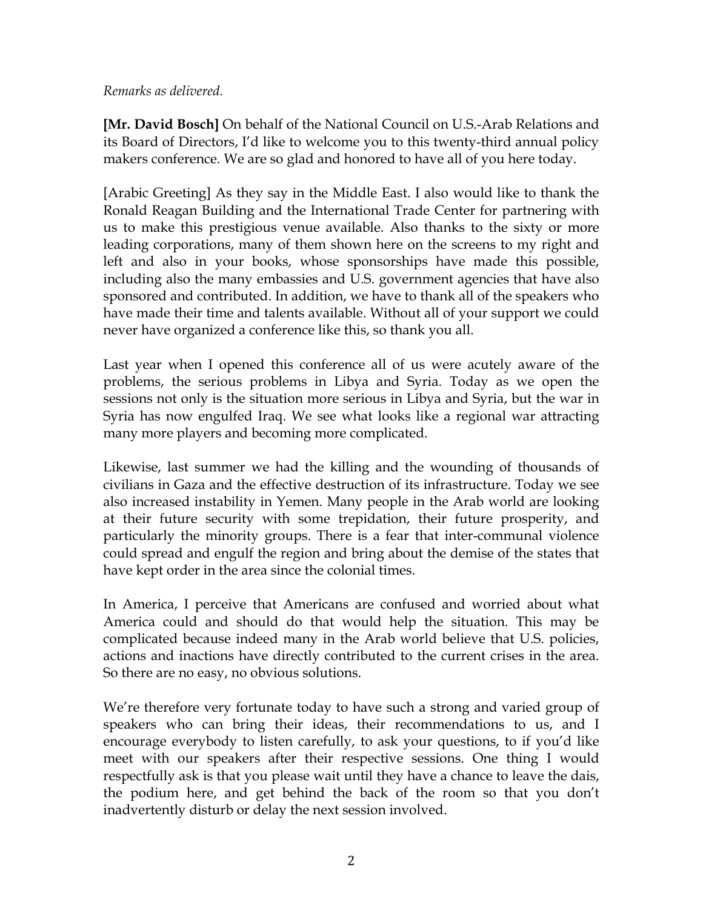*Remarks as delivered.*

**[Mr. David Bosch]** On behalf of the National Council on U.S.-Arab Relations and its Board of Directors, I'd like to welcome you to this twenty-third annual policy makers conference. We are so glad and honored to have all of you here today.

[Arabic Greeting] As they say in the Middle East. I also would like to thank the Ronald Reagan Building and the International Trade Center for partnering with us to make this prestigious venue available. Also thanks to the sixty or more leading corporations, many of them shown here on the screens to my right and left and also in your books, whose sponsorships have made this possible, including also the many embassies and U.S. government agencies that have also sponsored and contributed. In addition, we have to thank all of the speakers who have made their time and talents available. Without all of your support we could never have organized a conference like this, so thank you all.

Last year when I opened this conference all of us were acutely aware of the problems, the serious problems in Libya and Syria. Today as we open the sessions not only is the situation more serious in Libya and Syria, but the war in Syria has now engulfed Iraq. We see what looks like a regional war attracting many more players and becoming more complicated.

Likewise, last summer we had the killing and the wounding of thousands of civilians in Gaza and the effective destruction of its infrastructure. Today we see also increased instability in Yemen. Many people in the Arab world are looking at their future security with some trepidation, their future prosperity, and particularly the minority groups. There is a fear that inter-communal violence could spread and engulf the region and bring about the demise of the states that have kept order in the area since the colonial times.

In America, I perceive that Americans are confused and worried about what America could and should do that would help the situation. This may be complicated because indeed many in the Arab world believe that U.S. policies, actions and inactions have directly contributed to the current crises in the area. So there are no easy, no obvious solutions.

We're therefore very fortunate today to have such a strong and varied group of speakers who can bring their ideas, their recommendations to us, and I encourage everybody to listen carefully, to ask your questions, to if you'd like meet with our speakers after their respective sessions. One thing I would respectfully ask is that you please wait until they have a chance to leave the dais, the podium here, and get behind the back of the room so that you don't inadvertently disturb or delay the next session involved.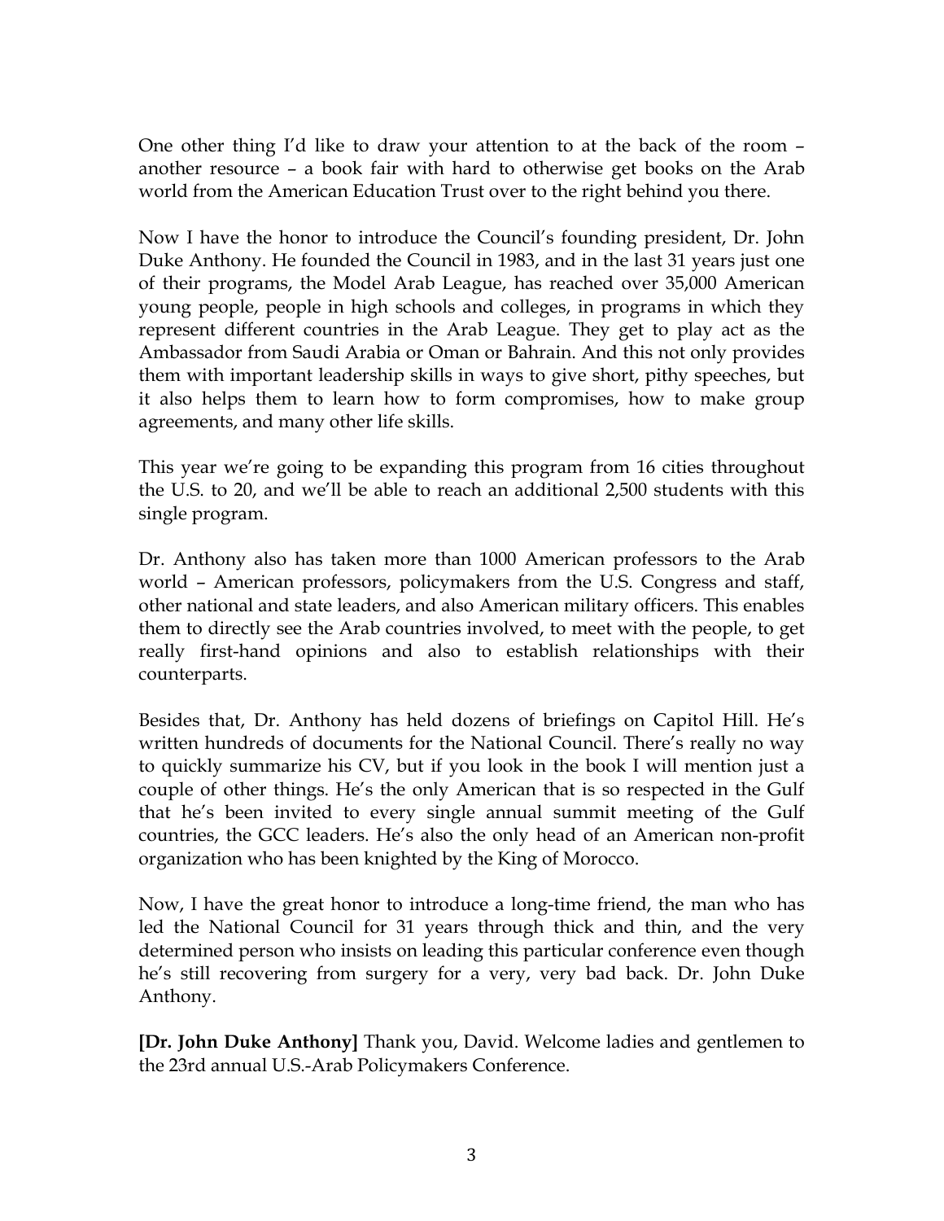One other thing I'd like to draw your attention to at the back of the room – another resource – a book fair with hard to otherwise get books on the Arab world from the American Education Trust over to the right behind you there.

Now I have the honor to introduce the Council's founding president, Dr. John Duke Anthony. He founded the Council in 1983, and in the last 31 years just one of their programs, the Model Arab League, has reached over 35,000 American young people, people in high schools and colleges, in programs in which they represent different countries in the Arab League. They get to play act as the Ambassador from Saudi Arabia or Oman or Bahrain. And this not only provides them with important leadership skills in ways to give short, pithy speeches, but it also helps them to learn how to form compromises, how to make group agreements, and many other life skills.

This year we're going to be expanding this program from 16 cities throughout the U.S. to 20, and we'll be able to reach an additional 2,500 students with this single program.

Dr. Anthony also has taken more than 1000 American professors to the Arab world – American professors, policymakers from the U.S. Congress and staff, other national and state leaders, and also American military officers. This enables them to directly see the Arab countries involved, to meet with the people, to get really first-hand opinions and also to establish relationships with their counterparts.

Besides that, Dr. Anthony has held dozens of briefings on Capitol Hill. He's written hundreds of documents for the National Council. There's really no way to quickly summarize his CV, but if you look in the book I will mention just a couple of other things. He's the only American that is so respected in the Gulf that he's been invited to every single annual summit meeting of the Gulf countries, the GCC leaders. He's also the only head of an American non-profit organization who has been knighted by the King of Morocco.

Now, I have the great honor to introduce a long-time friend, the man who has led the National Council for 31 years through thick and thin, and the very determined person who insists on leading this particular conference even though he's still recovering from surgery for a very, very bad back. Dr. John Duke Anthony.

**[Dr. John Duke Anthony]** Thank you, David. Welcome ladies and gentlemen to the 23rd annual U.S.-Arab Policymakers Conference.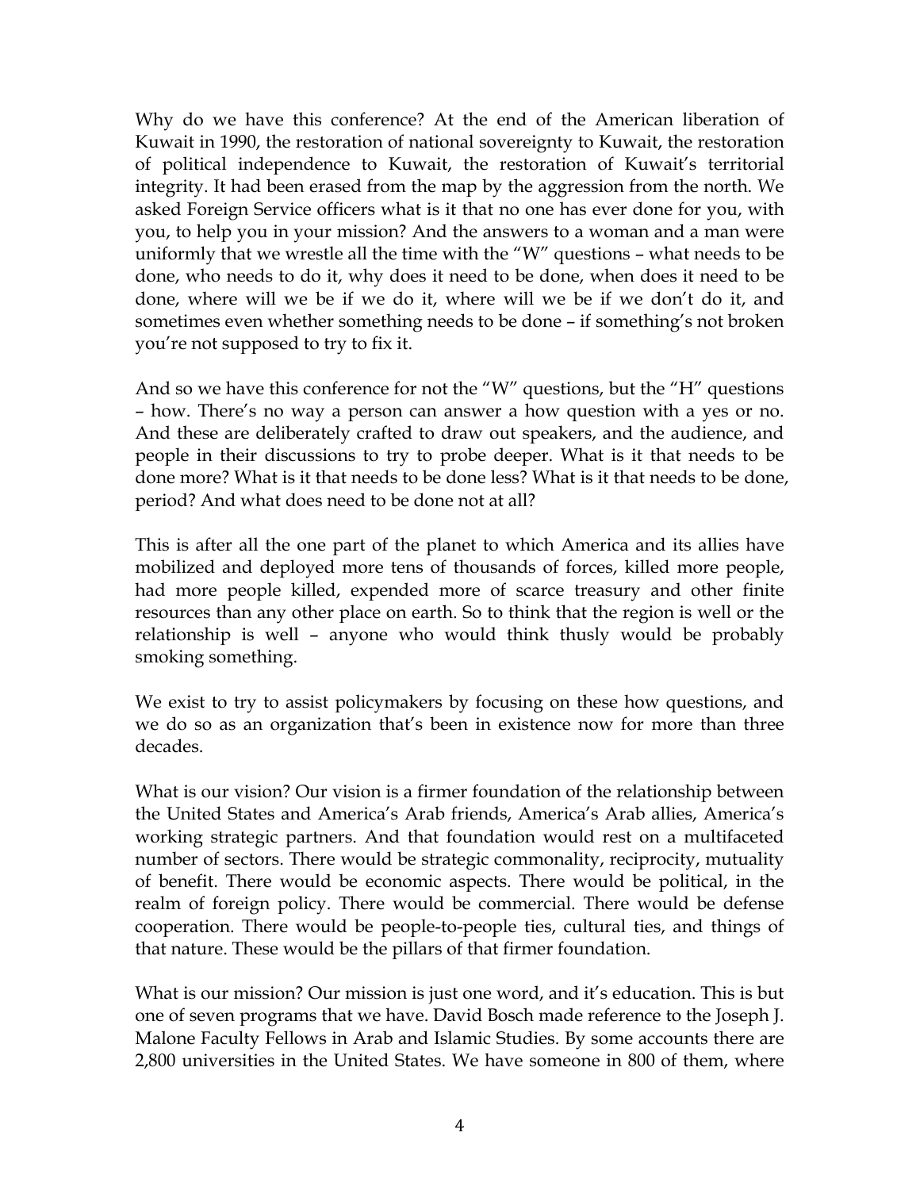Why do we have this conference? At the end of the American liberation of Kuwait in 1990, the restoration of national sovereignty to Kuwait, the restoration of political independence to Kuwait, the restoration of Kuwait's territorial integrity. It had been erased from the map by the aggression from the north. We asked Foreign Service officers what is it that no one has ever done for you, with you, to help you in your mission? And the answers to a woman and a man were uniformly that we wrestle all the time with the "W" questions – what needs to be done, who needs to do it, why does it need to be done, when does it need to be done, where will we be if we do it, where will we be if we don't do it, and sometimes even whether something needs to be done – if something's not broken you're not supposed to try to fix it.

And so we have this conference for not the "W" questions, but the "H" questions – how. There's no way a person can answer a how question with a yes or no. And these are deliberately crafted to draw out speakers, and the audience, and people in their discussions to try to probe deeper. What is it that needs to be done more? What is it that needs to be done less? What is it that needs to be done, period? And what does need to be done not at all?

This is after all the one part of the planet to which America and its allies have mobilized and deployed more tens of thousands of forces, killed more people, had more people killed, expended more of scarce treasury and other finite resources than any other place on earth. So to think that the region is well or the relationship is well – anyone who would think thusly would be probably smoking something.

We exist to try to assist policymakers by focusing on these how questions, and we do so as an organization that's been in existence now for more than three decades.

What is our vision? Our vision is a firmer foundation of the relationship between the United States and America's Arab friends, America's Arab allies, America's working strategic partners. And that foundation would rest on a multifaceted number of sectors. There would be strategic commonality, reciprocity, mutuality of benefit. There would be economic aspects. There would be political, in the realm of foreign policy. There would be commercial. There would be defense cooperation. There would be people-to-people ties, cultural ties, and things of that nature. These would be the pillars of that firmer foundation.

What is our mission? Our mission is just one word, and it's education. This is but one of seven programs that we have. David Bosch made reference to the Joseph J. Malone Faculty Fellows in Arab and Islamic Studies. By some accounts there are 2,800 universities in the United States. We have someone in 800 of them, where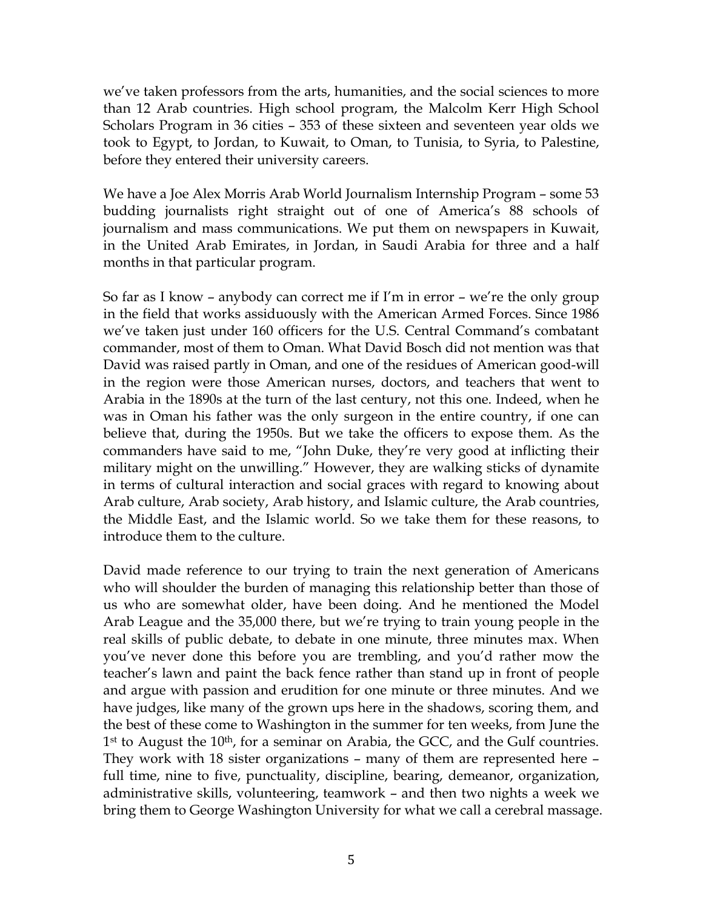we've taken professors from the arts, humanities, and the social sciences to more than 12 Arab countries. High school program, the Malcolm Kerr High School Scholars Program in 36 cities – 353 of these sixteen and seventeen year olds we took to Egypt, to Jordan, to Kuwait, to Oman, to Tunisia, to Syria, to Palestine, before they entered their university careers.

We have a Joe Alex Morris Arab World Journalism Internship Program – some 53 budding journalists right straight out of one of America's 88 schools of journalism and mass communications. We put them on newspapers in Kuwait, in the United Arab Emirates, in Jordan, in Saudi Arabia for three and a half months in that particular program.

So far as I know – anybody can correct me if I'm in error – we're the only group in the field that works assiduously with the American Armed Forces. Since 1986 we've taken just under 160 officers for the U.S. Central Command's combatant commander, most of them to Oman. What David Bosch did not mention was that David was raised partly in Oman, and one of the residues of American good-will in the region were those American nurses, doctors, and teachers that went to Arabia in the 1890s at the turn of the last century, not this one. Indeed, when he was in Oman his father was the only surgeon in the entire country, if one can believe that, during the 1950s. But we take the officers to expose them. As the commanders have said to me, "John Duke, they're very good at inflicting their military might on the unwilling." However, they are walking sticks of dynamite in terms of cultural interaction and social graces with regard to knowing about Arab culture, Arab society, Arab history, and Islamic culture, the Arab countries, the Middle East, and the Islamic world. So we take them for these reasons, to introduce them to the culture.

David made reference to our trying to train the next generation of Americans who will shoulder the burden of managing this relationship better than those of us who are somewhat older, have been doing. And he mentioned the Model Arab League and the 35,000 there, but we're trying to train young people in the real skills of public debate, to debate in one minute, three minutes max. When you've never done this before you are trembling, and you'd rather mow the teacher's lawn and paint the back fence rather than stand up in front of people and argue with passion and erudition for one minute or three minutes. And we have judges, like many of the grown ups here in the shadows, scoring them, and the best of these come to Washington in the summer for ten weeks, from June the 1st to August the 10th, for a seminar on Arabia, the GCC, and the Gulf countries. They work with 18 sister organizations – many of them are represented here – full time, nine to five, punctuality, discipline, bearing, demeanor, organization, administrative skills, volunteering, teamwork – and then two nights a week we bring them to George Washington University for what we call a cerebral massage.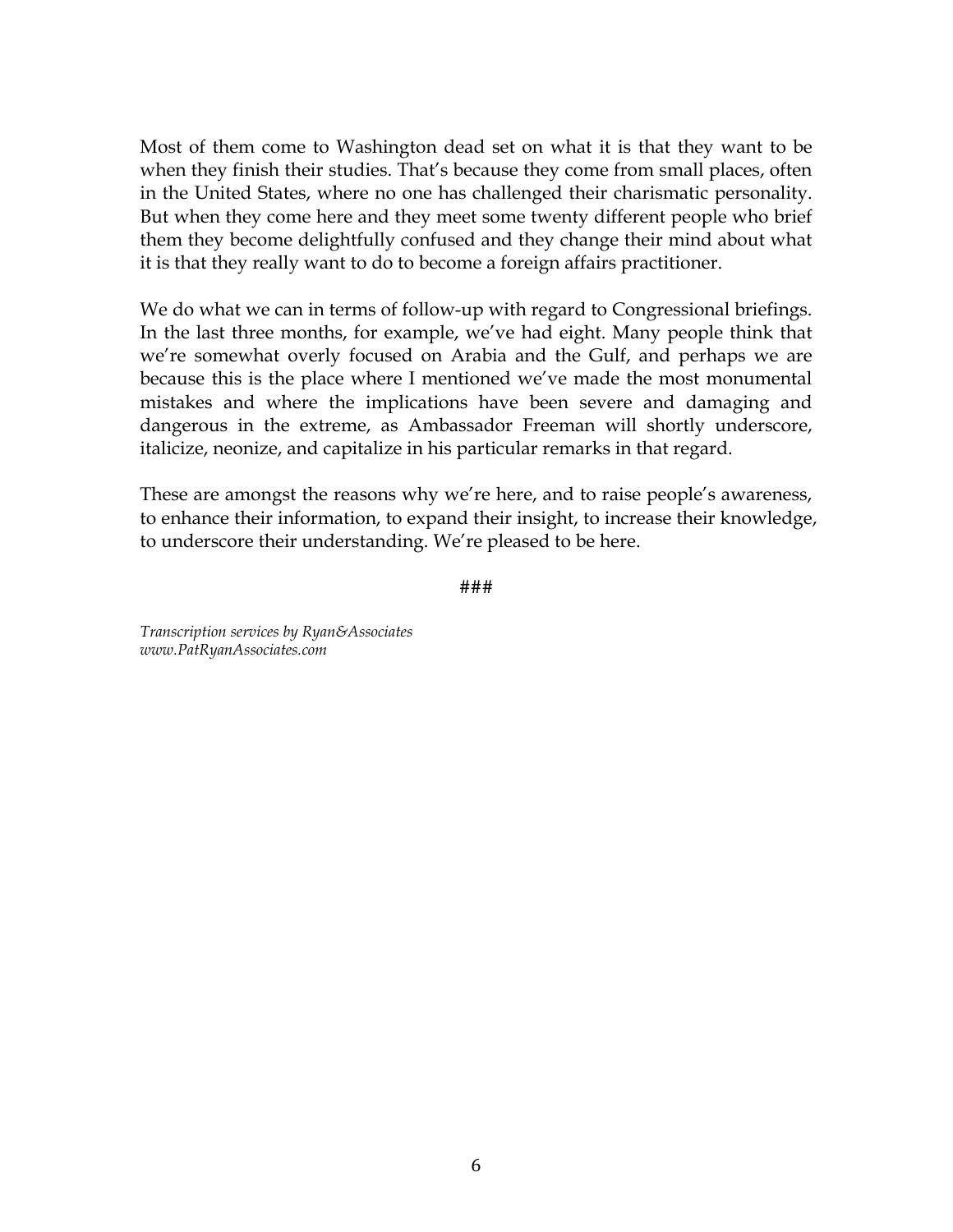Most of them come to Washington dead set on what it is that they want to be when they finish their studies. That's because they come from small places, often in the United States, where no one has challenged their charismatic personality. But when they come here and they meet some twenty different people who brief them they become delightfully confused and they change their mind about what it is that they really want to do to become a foreign affairs practitioner.

We do what we can in terms of follow-up with regard to Congressional briefings. In the last three months, for example, we've had eight. Many people think that we're somewhat overly focused on Arabia and the Gulf, and perhaps we are because this is the place where I mentioned we've made the most monumental mistakes and where the implications have been severe and damaging and dangerous in the extreme, as Ambassador Freeman will shortly underscore, italicize, neonize, and capitalize in his particular remarks in that regard.

These are amongst the reasons why we're here, and to raise people's awareness, to enhance their information, to expand their insight, to increase their knowledge, to underscore their understanding. We're pleased to be here.

###

*Transcription services by Ryan&Associates*
*www.PatRyanAssociates.com*